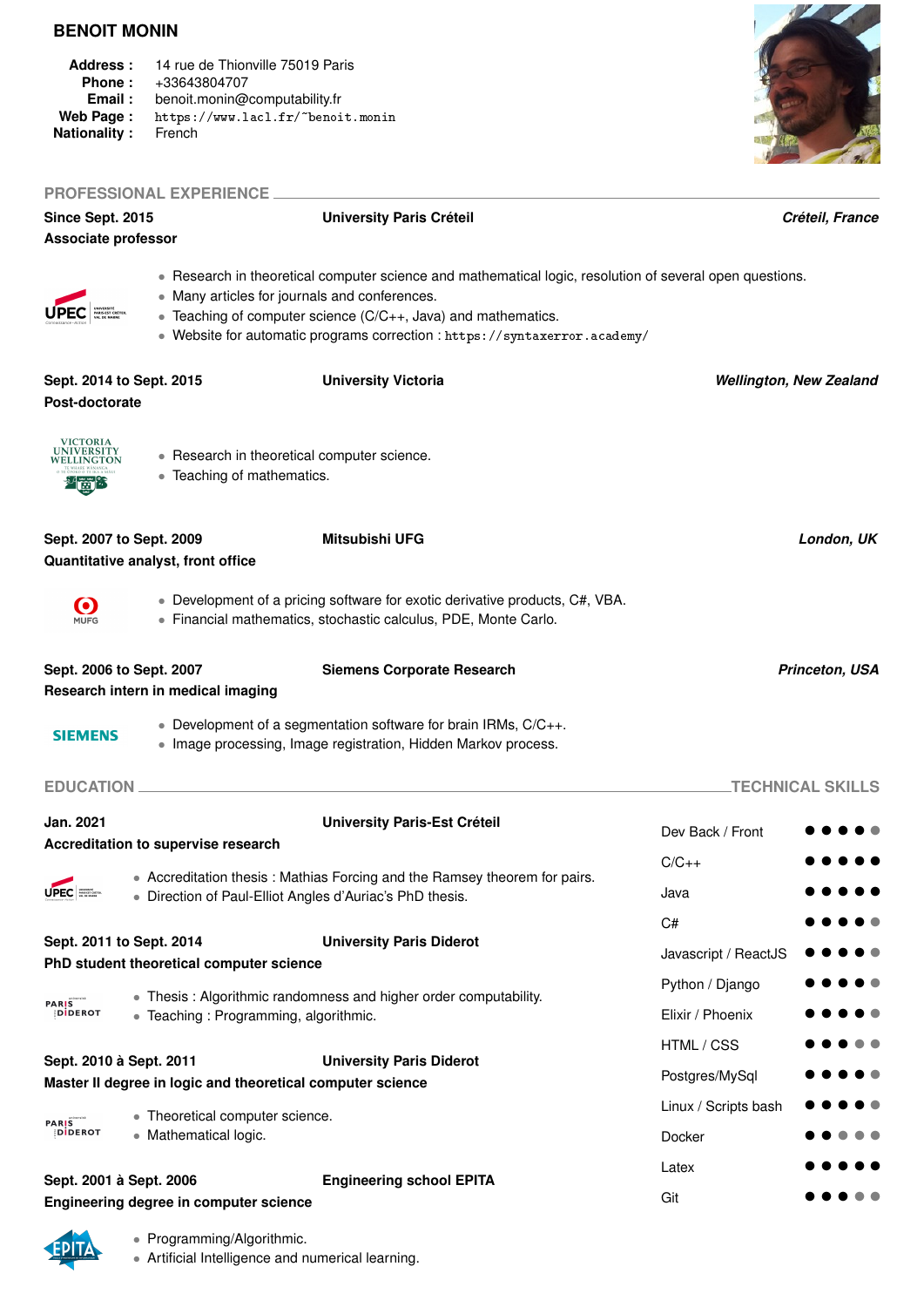# BENOIT MONIN

**Address :** 14 rue de Thionville 75019 Paris
**Phone :** +33643804707
**Email :** benoit.monin@computability.fr
**Web Page :** https://www.lacl.fr/~benoit.monin
**Nationality :** French

## PROFESSIONAL EXPERIENCE

**Since Sept. 2015** — **University Paris Créteil** — ***Créteil, France***
**Associate professor**

- Research in theoretical computer science and mathematical logic, resolution of several open questions.
- Many articles for journals and conferences.
- Teaching of computer science (C/C++, Java) and mathematics.
- Website for automatic programs correction : https://syntaxerror.academy/

**Sept. 2014 to Sept. 2015** — **University Victoria** — ***Wellington, New Zealand***
**Post-doctorate**

- Research in theoretical computer science.
- Teaching of mathematics.

**Sept. 2007 to Sept. 2009** — **Mitsubishi UFG** — ***London, UK***
**Quantitative analyst, front office**

- Development of a pricing software for exotic derivative products, C#, VBA.
- Financial mathematics, stochastic calculus, PDE, Monte Carlo.

**Sept. 2006 to Sept. 2007** — **Siemens Corporate Research** — ***Princeton, USA***
**Research intern in medical imaging**

- Development of a segmentation software for brain IRMs, C/C++.
- Image processing, Image registration, Hidden Markov process.

## EDUCATION

**Jan. 2021** — **University Paris-Est Créteil**
**Accreditation to supervise research**

- Accreditation thesis : Mathias Forcing and the Ramsey theorem for pairs.
- Direction of Paul-Elliot Angles d'Auriac's PhD thesis.

**Sept. 2011 to Sept. 2014** — **University Paris Diderot**
**PhD student theoretical computer science**

- Thesis : Algorithmic randomness and higher order computability.
- Teaching : Programming, algorithmic.

**Sept. 2010 à Sept. 2011** — **University Paris Diderot**
**Master II degree in logic and theoretical computer science**

- Theoretical computer science.
- Mathematical logic.

**Sept. 2001 à Sept. 2006** — **Engineering school EPITA**
**Engineering degree in computer science**

- Programming/Algorithmic.
- Artificial Intelligence and numerical learning.

## TECHNICAL SKILLS

| Skill | Level |
|---|---|
| Dev Back / Front | ●●●●○ |
| C/C++ | ●●●●● |
| Java | ●●●●● |
| C# | ●●●●○ |
| Javascript / ReactJS | ●●●●○ |
| Python / Django | ●●●●○ |
| Elixir / Phoenix | ●●●●○ |
| HTML / CSS | ●●●○○ |
| Postgres/MySql | ●●●●○ |
| Linux / Scripts bash | ●●●●○ |
| Docker | ●●○○○ |
| Latex | ●●●●● |
| Git | ●●●○○ |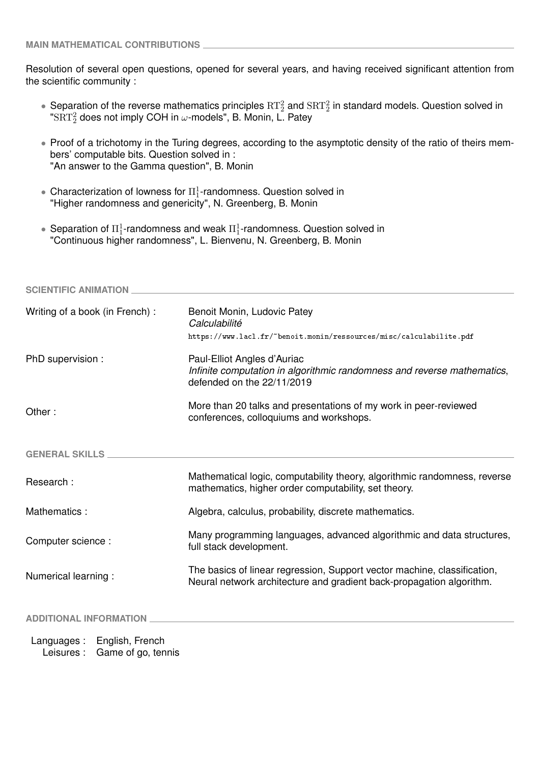## MAIN MATHEMATICAL CONTRIBUTIONS

Resolution of several open questions, opened for several years, and having received significant attention from the scientific community :

- Separation of the reverse mathematics principles $\mathrm{RT}^2_2$ and $\mathrm{SRT}^2_2$ in standard models. Question solved in "$\mathrm{SRT}^2_2$ does not imply COH in $\omega$-models", B. Monin, L. Patey
- Proof of a trichotomy in the Turing degrees, according to the asymptotic density of the ratio of theirs members' computable bits. Question solved in : "An answer to the Gamma question", B. Monin
- Characterization of lowness for $\Pi^1_1$-randomness. Question solved in "Higher randomness and genericity", N. Greenberg, B. Monin
- Separation of $\Pi^1_1$-randomness and weak $\Pi^1_1$-randomness. Question solved in "Continuous higher randomness", L. Bienvenu, N. Greenberg, B. Monin

## SCIENTIFIC ANIMATION

| | |
|---|---|
| Writing of a book (in French) : | Benoit Monin, Ludovic Patey *Calculabilité* `https://www.lacl.fr/~benoit.monin/ressources/misc/calculabilite.pdf` |
| PhD supervision : | Paul-Elliot Angles d'Auriac *Infinite computation in algorithmic randomness and reverse mathematics*, defended on the 22/11/2019 |
| Other : | More than 20 talks and presentations of my work in peer-reviewed conferences, colloquiums and workshops. |

## GENERAL SKILLS

| | |
|---|---|
| Research : | Mathematical logic, computability theory, algorithmic randomness, reverse mathematics, higher order computability, set theory. |
| Mathematics : | Algebra, calculus, probability, discrete mathematics. |
| Computer science : | Many programming languages, advanced algorithmic and data structures, full stack development. |
| Numerical learning : | The basics of linear regression, Support vector machine, classification, Neural network architecture and gradient back-propagation algorithm. |

## ADDITIONAL INFORMATION

Languages : English, French
Leisures : Game of go, tennis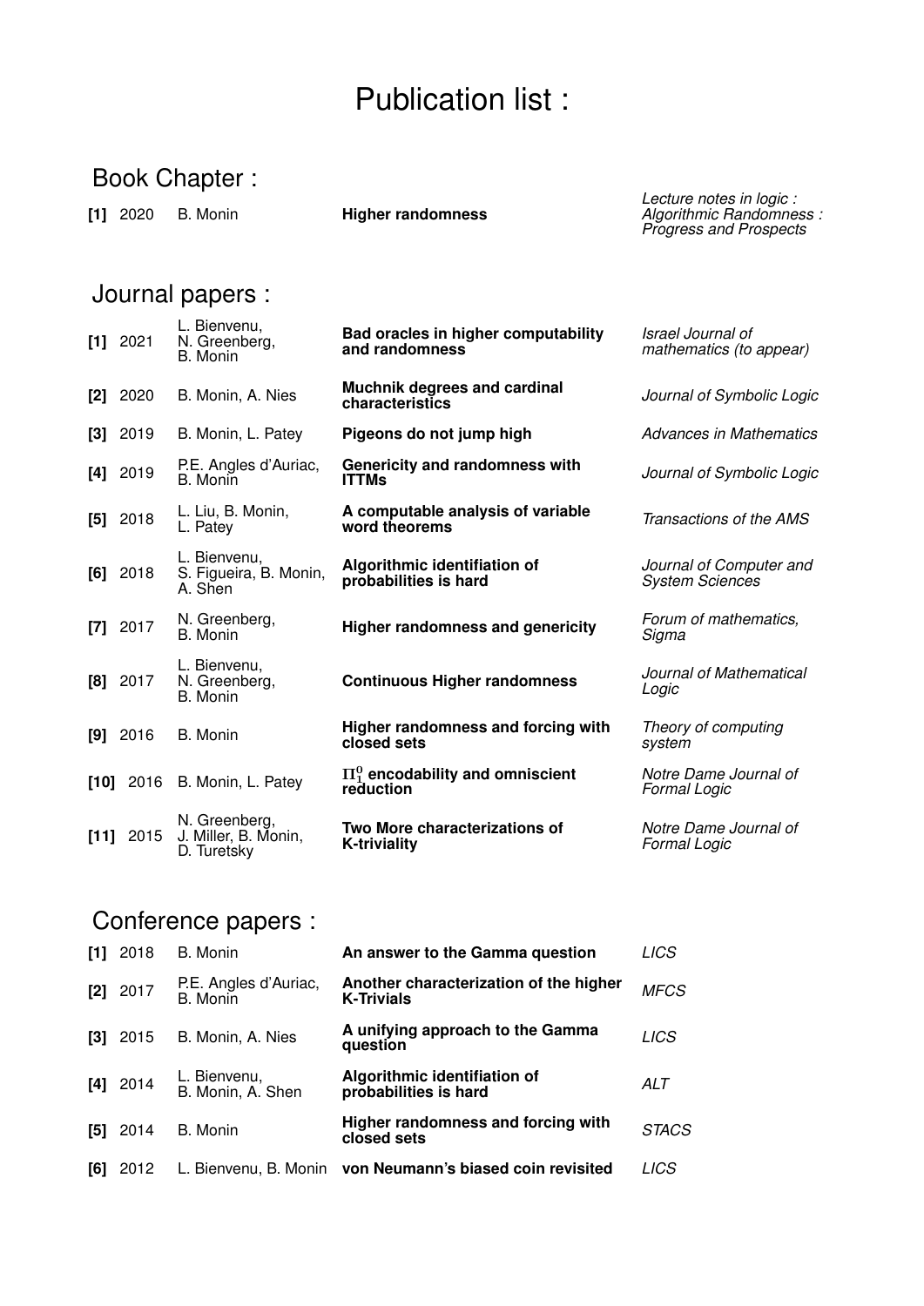# Publication list :

## Book Chapter :

| | | | | |
|---|---|---|---|---|
| **[1]** | 2020 | B. Monin | **Higher randomness** | *Lecture notes in logic : Algorithmic Randomness : Progress and Prospects* |

## Journal papers :

| | | | | |
|---|---|---|---|---|
| **[1]** | 2021 | L. Bienvenu, N. Greenberg, B. Monin | **Bad oracles in higher computability and randomness** | *Israel Journal of mathematics (to appear)* |
| **[2]** | 2020 | B. Monin, A. Nies | **Muchnik degrees and cardinal characteristics** | *Journal of Symbolic Logic* |
| **[3]** | 2019 | B. Monin, L. Patey | **Pigeons do not jump high** | *Advances in Mathematics* |
| **[4]** | 2019 | P.E. Angles d'Auriac, B. Monin | **Genericity and randomness with ITTMs** | *Journal of Symbolic Logic* |
| **[5]** | 2018 | L. Liu, B. Monin, L. Patey | **A computable analysis of variable word theorems** | *Transactions of the AMS* |
| **[6]** | 2018 | L. Bienvenu, S. Figueira, B. Monin, A. Shen | **Algorithmic identifiation of probabilities is hard** | *Journal of Computer and System Sciences* |
| **[7]** | 2017 | N. Greenberg, B. Monin | **Higher randomness and genericity** | *Forum of mathematics, Sigma* |
| **[8]** | 2017 | L. Bienvenu, N. Greenberg, B. Monin | **Continuous Higher randomness** | *Journal of Mathematical Logic* |
| **[9]** | 2016 | B. Monin | **Higher randomness and forcing with closed sets** | *Theory of computing system* |
| **[10]** | 2016 | B. Monin, L. Patey | **$\Pi^0_1$ encodability and omniscient reduction** | *Notre Dame Journal of Formal Logic* |
| **[11]** | 2015 | N. Greenberg, J. Miller, B. Monin, D. Turetsky | **Two More characterizations of K-triviality** | *Notre Dame Journal of Formal Logic* |

## Conference papers :

| | | | | |
|---|---|---|---|---|
| **[1]** | 2018 | B. Monin | **An answer to the Gamma question** | *LICS* |
| **[2]** | 2017 | P.E. Angles d'Auriac, B. Monin | **Another characterization of the higher K-Trivials** | *MFCS* |
| **[3]** | 2015 | B. Monin, A. Nies | **A unifying approach to the Gamma question** | *LICS* |
| **[4]** | 2014 | L. Bienvenu, B. Monin, A. Shen | **Algorithmic identifiation of probabilities is hard** | *ALT* |
| **[5]** | 2014 | B. Monin | **Higher randomness and forcing with closed sets** | *STACS* |
| **[6]** | 2012 | L. Bienvenu, B. Monin | **von Neumann's biased coin revisited** | *LICS* |